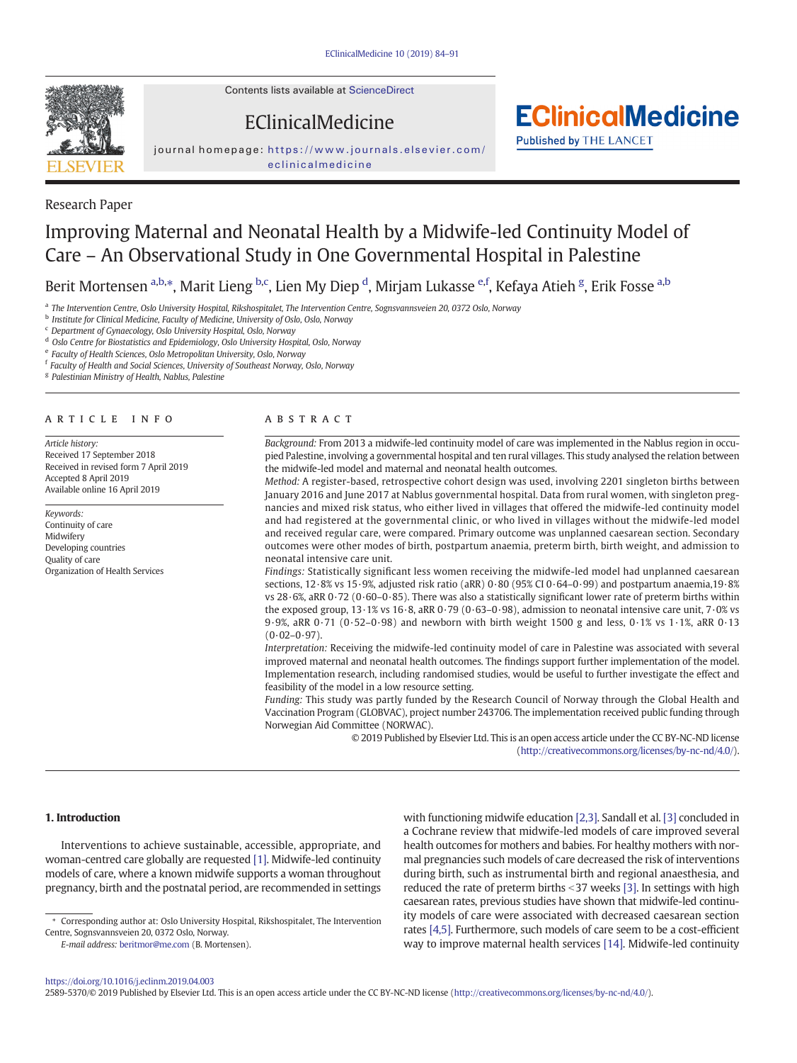Research Paper

# Improving Maternal and Neonatal Health by a Midwife-led Continuity Model of Care – An Observational Study in One Governmental Hospital in Palestine

Berit Mortensen [a,b,*], Marit Lieng [b,c], Lien My Diep [d], Mirjam Lukasse [e,f], Kefaya Atieh [g], Erik Fosse [a,b]

[a] The Intervention Centre, Oslo University Hospital, Rikshospitalet, The Intervention Centre, Sognsvannsveien 20, 0372 Oslo, Norway
[b] Institute for Clinical Medicine, Faculty of Medicine, University of Oslo, Oslo, Norway
[c] Department of Gynaecology, Oslo University Hospital, Oslo, Norway
[d] Oslo Centre for Biostatistics and Epidemiology, Oslo University Hospital, Oslo, Norway
[e] Faculty of Health Sciences, Oslo Metropolitan University, Oslo, Norway
[f] Faculty of Health and Social Sciences, University of Southeast Norway, Oslo, Norway
[g] Palestinian Ministry of Health, Nablus, Palestine

## ARTICLE INFO

*Article history:*
Received 17 September 2018
Received in revised form 7 April 2019
Accepted 8 April 2019
Available online 16 April 2019

*Keywords:*
Continuity of care
Midwifery
Developing countries
Quality of care
Organization of Health Services

## ABSTRACT

*Background:* From 2013 a midwife-led continuity model of care was implemented in the Nablus region in occupied Palestine, involving a governmental hospital and ten rural villages. This study analysed the relation between the midwife-led model and maternal and neonatal health outcomes.

*Method:* A register-based, retrospective cohort design was used, involving 2201 singleton births between January 2016 and June 2017 at Nablus governmental hospital. Data from rural women, with singleton pregnancies and mixed risk status, who either lived in villages that offered the midwife-led continuity model and had registered at the governmental clinic, or who lived in villages without the midwife-led model and received regular care, were compared. Primary outcome was unplanned caesarean section. Secondary outcomes were other modes of birth, postpartum anaemia, preterm birth, birth weight, and admission to neonatal intensive care unit.

*Findings:* Statistically significant less women receiving the midwife-led model had unplanned caesarean sections, 12·8% vs 15·9%, adjusted risk ratio (aRR) 0·80 (95% CI 0·64–0·99) and postpartum anaemia,19·8% vs 28·6%, aRR 0·72 (0·60–0·85). There was also a statistically significant lower rate of preterm births within the exposed group, 13·1% vs 16·8, aRR 0·79 (0·63–0·98), admission to neonatal intensive care unit, 7·0% vs 9·9%, aRR 0·71 (0·52–0·98) and newborn with birth weight 1500 g and less, 0·1% vs 1·1%, aRR 0·13 (0·02–0·97).

*Interpretation:* Receiving the midwife-led continuity model of care in Palestine was associated with several improved maternal and neonatal health outcomes. The findings support further implementation of the model. Implementation research, including randomised studies, would be useful to further investigate the effect and feasibility of the model in a low resource setting.

*Funding:* This study was partly funded by the Research Council of Norway through the Global Health and Vaccination Program (GLOBVAC), project number 243706. The implementation received public funding through Norwegian Aid Committee (NORWAC).

© 2019 Published by Elsevier Ltd. This is an open access article under the CC BY-NC-ND license (http://creativecommons.org/licenses/by-nc-nd/4.0/).

## 1. Introduction

Interventions to achieve sustainable, accessible, appropriate, and woman-centred care globally are requested [1]. Midwife-led continuity models of care, where a known midwife supports a woman throughout pregnancy, birth and the postnatal period, are recommended in settings with functioning midwife education [2,3]. Sandall et al. [3] concluded in a Cochrane review that midwife-led models of care improved several health outcomes for mothers and babies. For healthy mothers with normal pregnancies such models of care decreased the risk of interventions during birth, such as instrumental birth and regional anaesthesia, and reduced the rate of preterm births <37 weeks [3]. In settings with high caesarean rates, previous studies have shown that midwife-led continuity models of care were associated with decreased caesarean section rates [4,5]. Furthermore, such models of care seem to be a cost-efficient way to improve maternal health services [14]. Midwife-led continuity

* Corresponding author at: Oslo University Hospital, Rikshospitalet, The Intervention Centre, Sognsvannsveien 20, 0372 Oslo, Norway.
E-mail address: beritmor@me.com (B. Mortensen).

https://doi.org/10.1016/j.eclinm.2019.04.003
2589-5370/© 2019 Published by Elsevier Ltd. This is an open access article under the CC BY-NC-ND license (http://creativecommons.org/licenses/by-nc-nd/4.0/).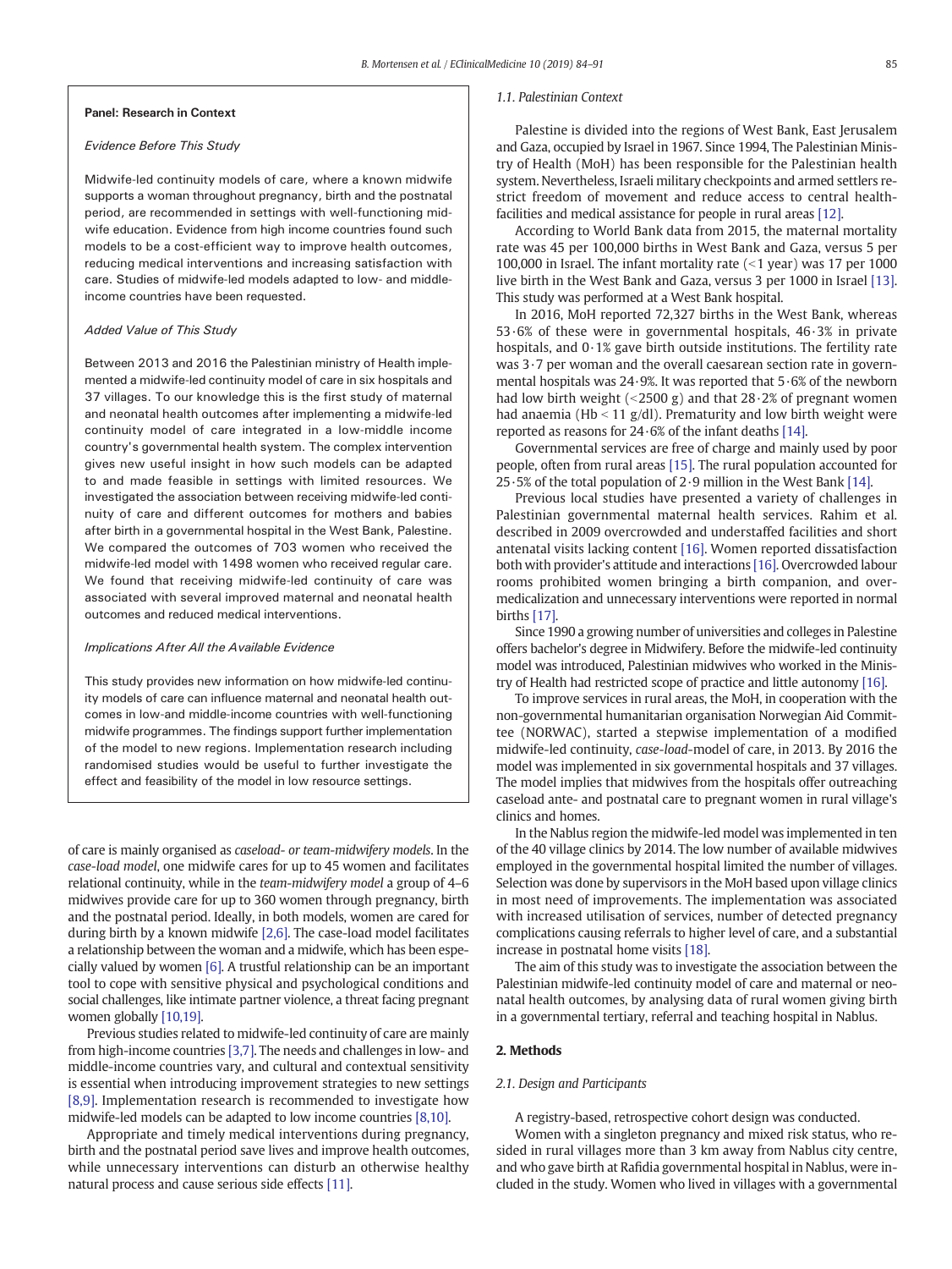**Panel: Research in Context**

*Evidence Before This Study*

Midwife-led continuity models of care, where a known midwife supports a woman throughout pregnancy, birth and the postnatal period, are recommended in settings with well-functioning midwife education. Evidence from high income countries found such models to be a cost-efficient way to improve health outcomes, reducing medical interventions and increasing satisfaction with care. Studies of midwife-led models adapted to low- and middle-income countries have been requested.

*Added Value of This Study*

Between 2013 and 2016 the Palestinian ministry of Health implemented a midwife-led continuity model of care in six hospitals and 37 villages. To our knowledge this is the first study of maternal and neonatal health outcomes after implementing a midwife-led continuity model of care integrated in a low-middle income country's governmental health system. The complex intervention gives new useful insight in how such models can be adapted to and made feasible in settings with limited resources. We investigated the association between receiving midwife-led continuity of care and different outcomes for mothers and babies after birth in a governmental hospital in the West Bank, Palestine. We compared the outcomes of 703 women who received the midwife-led model with 1498 women who received regular care. We found that receiving midwife-led continuity of care was associated with several improved maternal and neonatal health outcomes and reduced medical interventions.

*Implications After All the Available Evidence*

This study provides new information on how midwife-led continuity models of care can influence maternal and neonatal health outcomes in low-and middle-income countries with well-functioning midwife programmes. The findings support further implementation of the model to new regions. Implementation research including randomised studies would be useful to further investigate the effect and feasibility of the model in low resource settings.

of care is mainly organised as *caseload- or team-midwifery models*. In the *case-load model*, one midwife cares for up to 45 women and facilitates relational continuity, while in the *team-midwifery model* a group of 4–6 midwives provide care for up to 360 women through pregnancy, birth and the postnatal period. Ideally, in both models, women are cared for during birth by a known midwife [2,6]. The case-load model facilitates a relationship between the woman and a midwife, which has been especially valued by women [6]. A trustful relationship can be an important tool to cope with sensitive physical and psychological conditions and social challenges, like intimate partner violence, a threat facing pregnant women globally [10,19].

Previous studies related to midwife-led continuity of care are mainly from high-income countries [3,7]. The needs and challenges in low- and middle-income countries vary, and cultural and contextual sensitivity is essential when introducing improvement strategies to new settings [8,9]. Implementation research is recommended to investigate how midwife-led models can be adapted to low income countries [8,10].

Appropriate and timely medical interventions during pregnancy, birth and the postnatal period save lives and improve health outcomes, while unnecessary interventions can disturb an otherwise healthy natural process and cause serious side effects [11].

### 1.1. Palestinian Context

Palestine is divided into the regions of West Bank, East Jerusalem and Gaza, occupied by Israel in 1967. Since 1994, The Palestinian Ministry of Health (MoH) has been responsible for the Palestinian health system. Nevertheless, Israeli military checkpoints and armed settlers restrict freedom of movement and reduce access to central health-facilities and medical assistance for people in rural areas [12].

According to World Bank data from 2015, the maternal mortality rate was 45 per 100,000 births in West Bank and Gaza, versus 5 per 100,000 in Israel. The infant mortality rate (<1 year) was 17 per 1000 live birth in the West Bank and Gaza, versus 3 per 1000 in Israel [13]. This study was performed at a West Bank hospital.

In 2016, MoH reported 72,327 births in the West Bank, whereas 53·6% of these were in governmental hospitals, 46·3% in private hospitals, and 0·1% gave birth outside institutions. The fertility rate was 3·7 per woman and the overall caesarean section rate in governmental hospitals was 24·9%. It was reported that 5·6% of the newborn had low birth weight (<2500 g) and that 28·2% of pregnant women had anaemia (Hb < 11 g/dl). Prematurity and low birth weight were reported as reasons for 24·6% of the infant deaths [14].

Governmental services are free of charge and mainly used by poor people, often from rural areas [15]. The rural population accounted for 25·5% of the total population of 2·9 million in the West Bank [14].

Previous local studies have presented a variety of challenges in Palestinian governmental maternal health services. Rahim et al. described in 2009 overcrowded and understaffed facilities and short antenatal visits lacking content [16]. Women reported dissatisfaction both with provider's attitude and interactions [16]. Overcrowded labour rooms prohibited women bringing a birth companion, and over-medicalization and unnecessary interventions were reported in normal births [17].

Since 1990 a growing number of universities and colleges in Palestine offers bachelor's degree in Midwifery. Before the midwife-led continuity model was introduced, Palestinian midwives who worked in the Ministry of Health had restricted scope of practice and little autonomy [16].

To improve services in rural areas, the MoH, in cooperation with the non-governmental humanitarian organisation Norwegian Aid Committee (NORWAC), started a stepwise implementation of a modified midwife-led continuity, *case-load*-model of care, in 2013. By 2016 the model was implemented in six governmental hospitals and 37 villages. The model implies that midwives from the hospitals offer outreaching caseload ante- and postnatal care to pregnant women in rural village's clinics and homes.

In the Nablus region the midwife-led model was implemented in ten of the 40 village clinics by 2014. The low number of available midwives employed in the governmental hospital limited the number of villages. Selection was done by supervisors in the MoH based upon village clinics in most need of improvements. The implementation was associated with increased utilisation of services, number of detected pregnancy complications causing referrals to higher level of care, and a substantial increase in postnatal home visits [18].

The aim of this study was to investigate the association between the Palestinian midwife-led continuity model of care and maternal or neonatal health outcomes, by analysing data of rural women giving birth in a governmental tertiary, referral and teaching hospital in Nablus.

## 2. Methods

### 2.1. Design and Participants

A registry-based, retrospective cohort design was conducted.

Women with a singleton pregnancy and mixed risk status, who resided in rural villages more than 3 km away from Nablus city centre, and who gave birth at Rafidia governmental hospital in Nablus, were included in the study. Women who lived in villages with a governmental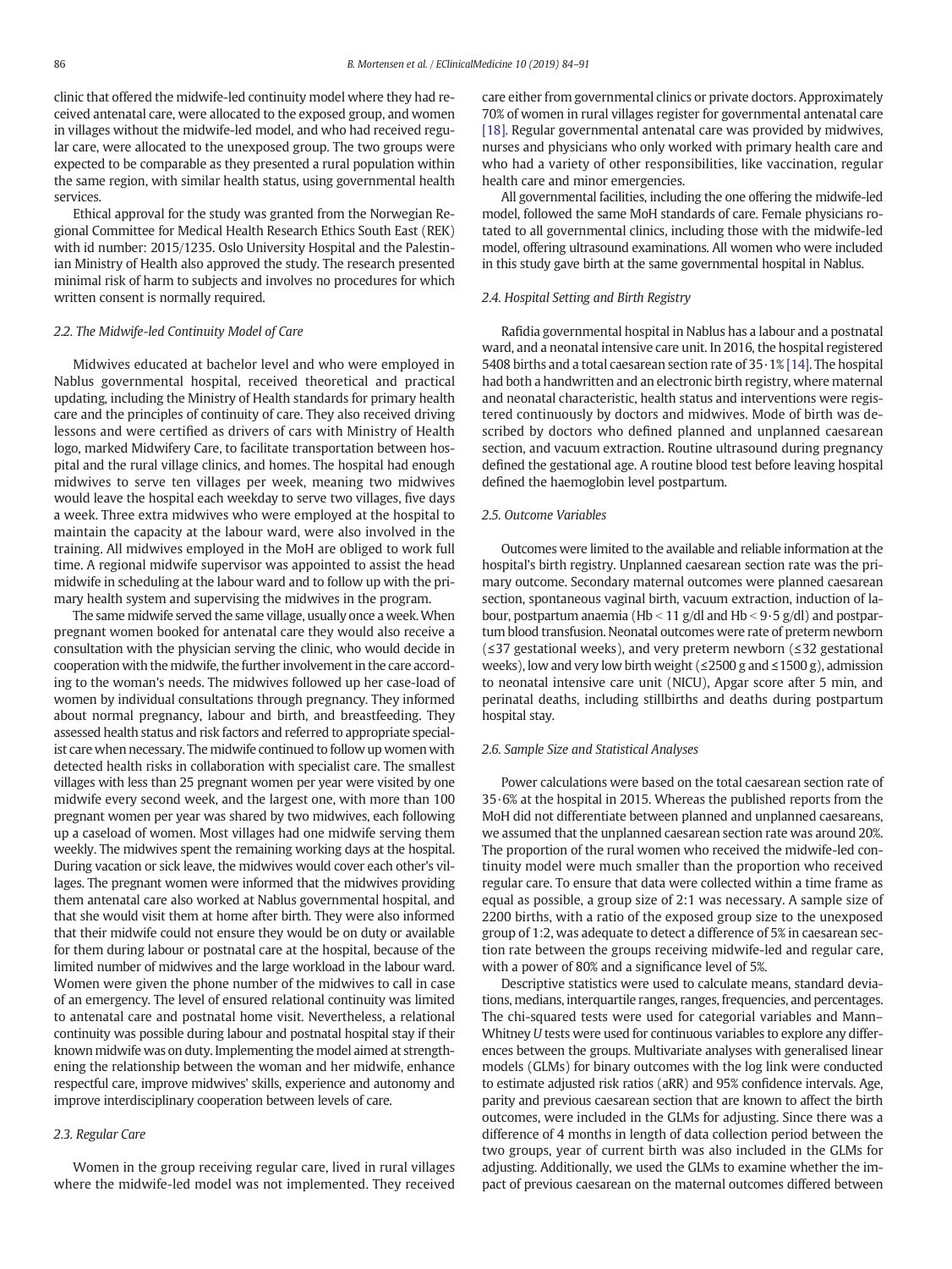clinic that offered the midwife-led continuity model where they had received antenatal care, were allocated to the exposed group, and women in villages without the midwife-led model, and who had received regular care, were allocated to the unexposed group. The two groups were expected to be comparable as they presented a rural population within the same region, with similar health status, using governmental health services.

Ethical approval for the study was granted from the Norwegian Regional Committee for Medical Health Research Ethics South East (REK) with id number: 2015/1235. Oslo University Hospital and the Palestinian Ministry of Health also approved the study. The research presented minimal risk of harm to subjects and involves no procedures for which written consent is normally required.

### 2.2. The Midwife-led Continuity Model of Care

Midwives educated at bachelor level and who were employed in Nablus governmental hospital, received theoretical and practical updating, including the Ministry of Health standards for primary health care and the principles of continuity of care. They also received driving lessons and were certified as drivers of cars with Ministry of Health logo, marked Midwifery Care, to facilitate transportation between hospital and the rural village clinics, and homes. The hospital had enough midwives to serve ten villages per week, meaning two midwives would leave the hospital each weekday to serve two villages, five days a week. Three extra midwives who were employed at the hospital to maintain the capacity at the labour ward, were also involved in the training. All midwives employed in the MoH are obliged to work full time. A regional midwife supervisor was appointed to assist the head midwife in scheduling at the labour ward and to follow up with the primary health system and supervising the midwives in the program.

The same midwife served the same village, usually once a week. When pregnant women booked for antenatal care they would also receive a consultation with the physician serving the clinic, who would decide in cooperation with the midwife, the further involvement in the care according to the woman's needs. The midwives followed up her case-load of women by individual consultations through pregnancy. They informed about normal pregnancy, labour and birth, and breastfeeding. They assessed health status and risk factors and referred to appropriate specialist care when necessary. The midwife continued to follow up women with detected health risks in collaboration with specialist care. The smallest villages with less than 25 pregnant women per year were visited by one midwife every second week, and the largest one, with more than 100 pregnant women per year was shared by two midwives, each following up a caseload of women. Most villages had one midwife serving them weekly. The midwives spent the remaining working days at the hospital. During vacation or sick leave, the midwives would cover each other's villages. The pregnant women were informed that the midwives providing them antenatal care also worked at Nablus governmental hospital, and that she would visit them at home after birth. They were also informed that their midwife could not ensure they would be on duty or available for them during labour or postnatal care at the hospital, because of the limited number of midwives and the large workload in the labour ward. Women were given the phone number of the midwives to call in case of an emergency. The level of ensured relational continuity was limited to antenatal care and postnatal home visit. Nevertheless, a relational continuity was possible during labour and postnatal hospital stay if their known midwife was on duty. Implementing the model aimed at strengthening the relationship between the woman and her midwife, enhance respectful care, improve midwives' skills, experience and autonomy and improve interdisciplinary cooperation between levels of care.

### 2.3. Regular Care

Women in the group receiving regular care, lived in rural villages where the midwife-led model was not implemented. They received care either from governmental clinics or private doctors. Approximately 70% of women in rural villages register for governmental antenatal care [18]. Regular governmental antenatal care was provided by midwives, nurses and physicians who only worked with primary health care and who had a variety of other responsibilities, like vaccination, regular health care and minor emergencies.

All governmental facilities, including the one offering the midwife-led model, followed the same MoH standards of care. Female physicians rotated to all governmental clinics, including those with the midwife-led model, offering ultrasound examinations. All women who were included in this study gave birth at the same governmental hospital in Nablus.

### 2.4. Hospital Setting and Birth Registry

Rafidia governmental hospital in Nablus has a labour and a postnatal ward, and a neonatal intensive care unit. In 2016, the hospital registered 5408 births and a total caesarean section rate of 35·1% [14]. The hospital had both a handwritten and an electronic birth registry, where maternal and neonatal characteristic, health status and interventions were registered continuously by doctors and midwives. Mode of birth was described by doctors who defined planned and unplanned caesarean section, spontaneous vaginal birth, vacuum extraction, induction of labour, postpartum anaemia ($Hb < 11$ g/dl and $Hb < 9{\cdot}5$ g/dl) and postpartum blood transfusion. Neonatal outcomes were rate of preterm newborn (≤37 gestational weeks), and very preterm newborn (≤32 gestational weeks), low and very low birth weight (≤2500 g and ≤1500 g), admission to neonatal intensive care unit (NICU), Apgar score after 5 min, and perinatal deaths, including stillbirths and deaths during postpartum hospital stay.

Routine ultrasound during pregnancy defined the gestational age. A routine blood test before leaving hospital defined the haemoglobin level postpartum.

### 2.5. Outcome Variables

Outcomes were limited to the available and reliable information at the hospital's birth registry. Unplanned caesarean section rate was the primary outcome. Secondary maternal outcomes were planned caesarean section, spontaneous vaginal birth, vacuum extraction, induction of labour, postpartum anaemia ($Hb < 11$ g/dl and $Hb < 9{\cdot}5$ g/dl) and postpartum blood transfusion. Neonatal outcomes were rate of preterm newborn (≤37 gestational weeks), and very preterm newborn (≤32 gestational weeks), low and very low birth weight (≤2500 g and ≤1500 g), admission to neonatal intensive care unit (NICU), Apgar score after 5 min, and perinatal deaths, including stillbirths and deaths during postpartum hospital stay.

### 2.6. Sample Size and Statistical Analyses

Power calculations were based on the total caesarean section rate of 35·6% at the hospital in 2015. Whereas the published reports from the MoH did not differentiate between planned and unplanned caesareans, we assumed that the unplanned caesarean section rate was around 20%. The proportion of the rural women who received the midwife-led continuity model were much smaller than the proportion who received regular care. To ensure that data were collected within a time frame as equal as possible, a group size of 2:1 was necessary. A sample size of 2200 births, with a ratio of the exposed group size to the unexposed group of 1:2, was adequate to detect a difference of 5% in caesarean section rate between the groups receiving midwife-led and regular care, with a power of 80% and a significance level of 5%.

Descriptive statistics were used to calculate means, standard deviations, medians, interquartile ranges, ranges, frequencies, and percentages. The chi-squared tests were used for categorial variables and Mann–Whitney *U* tests were used for continuous variables to explore any differences between the groups. Multivariate analyses with generalised linear models (GLMs) for binary outcomes with the log link were conducted to estimate adjusted risk ratios (aRR) and 95% confidence intervals. Age, parity and previous caesarean section that are known to affect the birth outcomes, were included in the GLMs for adjusting. Since there was a difference of 4 months in length of data collection period between the two groups, year of current birth was also included in the GLMs for adjusting. Additionally, we used the GLMs to examine whether the impact of previous caesarean on the maternal outcomes differed between

clinic that offered the midwife-led continuity model where they had received antenatal care, were allocated to the exposed group, and women in villages without the midwife-led model, and who had received regular care, were allocated to the unexposed group. The two groups were expected to be comparable as they presented a rural population within the same region, with similar health status, using governmental health services.

Ethical approval for the study was granted from the Norwegian Regional Committee for Medical Health Research Ethics South East (REK) with id number: 2015/1235. Oslo University Hospital and the Palestinian Ministry of Health also approved the study. The research presented minimal risk of harm to subjects and involves no procedures for which written consent is normally required.

### 2.2. The Midwife-led Continuity Model of Care

Midwives educated at bachelor level and who were employed in Nablus governmental hospital, received theoretical and practical updating, including the Ministry of Health standards for primary health care and the principles of continuity of care. They also received driving lessons and were certified as drivers of cars with Ministry of Health logo, marked Midwifery Care, to facilitate transportation between hospital and the rural village clinics, and homes. The hospital had enough midwives to serve ten villages per week, meaning two midwives would leave the hospital each weekday to serve two villages, five days a week. Three extra midwives who were employed at the hospital to maintain the capacity at the labour ward, were also involved in the training. All midwives employed in the MoH are obliged to work full time. A regional midwife supervisor was appointed to assist the head midwife in scheduling at the labour ward and to follow up with the primary health system and supervising the midwives in the program.

The same midwife served the same village, usually once a week. When pregnant women booked for antenatal care they would also receive a consultation with the physician serving the clinic, who would decide in cooperation with the midwife, the further involvement in the care according to the woman's needs. The midwives followed up her case-load of women by individual consultations through pregnancy. They informed about normal pregnancy, labour and birth, and breastfeeding. They assessed health status and risk factors and referred to appropriate specialist care when necessary. The midwife continued to follow up women with detected health risks in collaboration with specialist care. The smallest villages with less than 25 pregnant women per year were visited by one midwife every second week, and the largest one, with more than 100 pregnant women per year was shared by two midwives, each following up a caseload of women. Most villages had one midwife serving them weekly. The midwives spent the remaining working days at the hospital. During vacation or sick leave, the midwives would cover each other's villages. The pregnant women were informed that the midwives providing them antenatal care also worked at Nablus governmental hospital, and that she would visit them at home after birth. They were also informed that their midwife could not ensure they would be on duty or available for them during labour or postnatal care at the hospital, because of the limited number of midwives and the large workload in the labour ward. Women were given the phone number of the midwives to call in case of an emergency. The level of ensured relational continuity was limited to antenatal care and postnatal home visit. Nevertheless, a relational continuity was possible during labour and postnatal hospital stay if their known midwife was on duty. Implementing the model aimed at strengthening the relationship between the woman and her midwife, enhance respectful care, improve midwives' skills, experience and autonomy and improve interdisciplinary cooperation between levels of care.

### 2.3. Regular Care

Women in the group receiving regular care, lived in rural villages where the midwife-led model was not implemented. They received care either from governmental clinics or private doctors. Approximately 70% of women in rural villages register for governmental antenatal care [18]. Regular governmental antenatal care was provided by midwives, nurses and physicians who only worked with primary health care and who had a variety of other responsibilities, like vaccination, regular health care and minor emergencies.

All governmental facilities, including the one offering the midwife-led model, followed the same MoH standards of care. Female physicians rotated to all governmental clinics, including those with the midwife-led model, offering ultrasound examinations. All women who were included in this study gave birth at the same governmental hospital in Nablus.

### 2.4. Hospital Setting and Birth Registry

Rafidia governmental hospital in Nablus has a labour and a postnatal ward, and a neonatal intensive care unit. In 2016, the hospital registered 5408 births and a total caesarean section rate of 35·1% [14]. The hospital had both a handwritten and an electronic birth registry, where maternal and neonatal characteristic, health status and interventions were registered continuously by doctors and midwives. Mode of birth was described by doctors who defined planned and unplanned caesarean section, spontaneous vaginal birth, vacuum extraction. Routine ultrasound during pregnancy defined the gestational age. A routine blood test before leaving hospital defined the haemoglobin level postpartum.

### 2.5. Outcome Variables

Outcomes were limited to the available and reliable information at the hospital's birth registry. Unplanned caesarean section rate was the primary outcome. Secondary maternal outcomes were planned caesarean section, spontaneous vaginal birth, vacuum extraction, induction of labour, postpartum anaemia ($Hb < 11$ g/dl and $Hb < 9{\cdot}5$ g/dl) and postpartum blood transfusion. Neonatal outcomes were rate of preterm newborn (≤37 gestational weeks), and very preterm newborn (≤32 gestational weeks), low and very low birth weight (≤2500 g and ≤1500 g), admission to neonatal intensive care unit (NICU), Apgar score after 5 min, and perinatal deaths, including stillbirths and deaths during postpartum hospital stay.

### 2.6. Sample Size and Statistical Analyses

Power calculations were based on the total caesarean section rate of 35·6% at the hospital in 2015. Whereas the published reports from the MoH did not differentiate between planned and unplanned caesareans, we assumed that the unplanned caesarean section rate was around 20%. The proportion of the rural women who received the midwife-led continuity model were much smaller than the proportion who received regular care. To ensure that data were collected within a time frame as equal as possible, a group size of 2:1 was necessary. A sample size of 2200 births, with a ratio of the exposed group size to the unexposed group of 1:2, was adequate to detect a difference of 5% in caesarean section rate between the groups receiving midwife-led and regular care, with a power of 80% and a significance level of 5%.

Descriptive statistics were used to calculate means, standard deviations, medians, interquartile ranges, ranges, frequencies, and percentages. The chi-squared tests were used for categorial variables and Mann–Whitney *U* tests were used for continuous variables to explore any differences between the groups. Multivariate analyses with generalised linear models (GLMs) for binary outcomes with the log link were conducted to estimate adjusted risk ratios (aRR) and 95% confidence intervals. Age, parity and previous caesarean section that are known to affect the birth outcomes, were included in the GLMs for adjusting. Since there was a difference of 4 months in length of data collection period between the two groups, year of current birth was also included in the GLMs for adjusting. Additionally, we used the GLMs to examine whether the impact of previous caesarean on the maternal outcomes differed between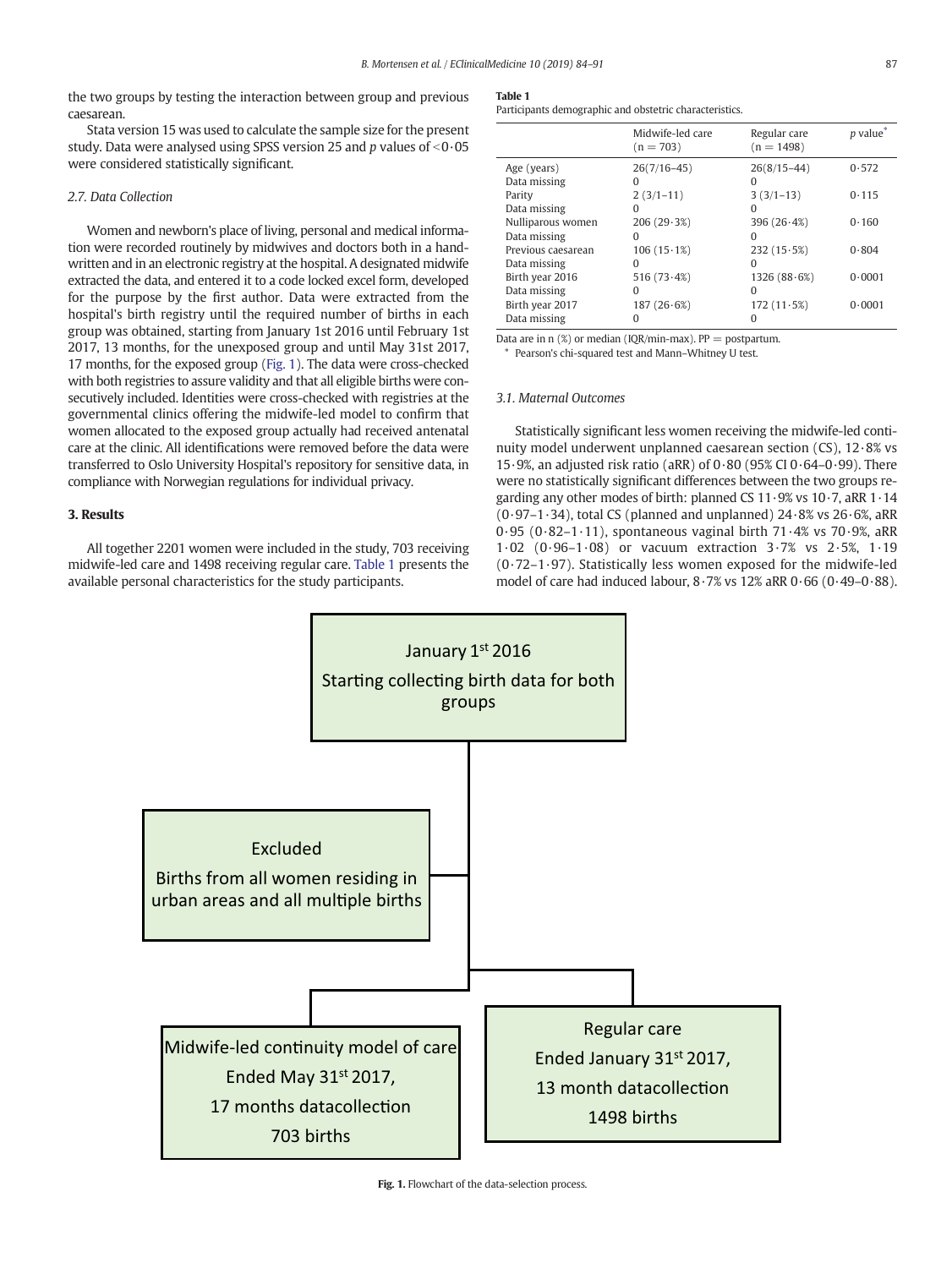the two groups by testing the interaction between group and previous caesarean.

Stata version 15 was used to calculate the sample size for the present study. Data were analysed using SPSS version 25 and $p$ values of $<0{\cdot}05$ were considered statistically significant.

### 2.7. Data Collection

Women and newborn's place of living, personal and medical information were recorded routinely by midwives and doctors both in a handwritten and in an electronic registry at the hospital. A designated midwife extracted the data, and entered it to a code locked excel form, developed for the purpose by the first author. Data were extracted from the hospital's birth registry until the required number of births in each group was obtained, starting from January 1st 2016 until February 1st 2017, 13 months, for the unexposed group and until May 31st 2017, 17 months, for the exposed group (Fig. 1). The data were cross-checked with both registries to assure validity and that all eligible births were consecutively included. Identities were cross-checked with registries at the governmental clinics offering the midwife-led model to confirm that women allocated to the exposed group actually had received antenatal care at the clinic. All identifications were removed before the data were transferred to Oslo University Hospital's repository for sensitive data, in compliance with Norwegian regulations for individual privacy.

## 3. Results

All together 2201 women were included in the study, 703 receiving midwife-led care and 1498 receiving regular care. Table 1 presents the available personal characteristics for the study participants.

**Table 1**
Participants demographic and obstetric characteristics.

| | Midwife-led care (n = 703) | Regular care (n = 1498) | p value* |
|---|---|---|---|
| Age (years) | 26(7/16–45) | 26(8/15–44) | 0·572 |
| Data missing | 0 | 0 | |
| Parity | 2 (3/1–11) | 3 (3/1–13) | 0·115 |
| Data missing | 0 | 0 | |
| Nulliparous women | 206 (29·3%) | 396 (26·4%) | 0·160 |
| Data missing | 0 | 0 | |
| Previous caesarean | 106 (15·1%) | 232 (15·5%) | 0·804 |
| Data missing | 0 | 0 | |
| Birth year 2016 | 516 (73·4%) | 1326 (88·6%) | 0·0001 |
| Data missing | 0 | 0 | |
| Birth year 2017 | 187 (26·6%) | 172 (11·5%) | 0·0001 |
| Data missing | 0 | 0 | |

Data are in n (%) or median (IQR/min-max). PP = postpartum.
* Pearson's chi-squared test and Mann–Whitney U test.

### 3.1. Maternal Outcomes

Statistically significant less women receiving the midwife-led continuity model underwent unplanned caesarean section (CS), 12·8% vs 15·9%, an adjusted risk ratio (aRR) of 0·80 (95% CI 0·64–0·99). There were no statistically significant differences between the two groups regarding any other modes of birth: planned CS 11·9% vs 10·7, aRR 1·14 (0·97–1·34), total CS (planned and unplanned) 24·8% vs 26·6%, aRR 0·95 (0·82–1·11), spontaneous vaginal birth 71·4% vs 70·9%, aRR 1·02 (0·96–1·08) or vacuum extraction 3·7% vs 2·5%, 1·19 (0·72–1·97). Statistically less women exposed for the midwife-led model of care had induced labour, 8·7% vs 12% aRR 0·66 (0·49–0·88).

January 1st 2016
Starting collecting birth data for both groups

Excluded
Births from all women residing in urban areas and all multiple births

Midwife-led continuity model of care
Ended May 31st 2017,
17 months datacollection
703 births

Regular care
Ended January 31st 2017,
13 month datacollection
1498 births

**Fig. 1.** Flowchart of the data-selection process.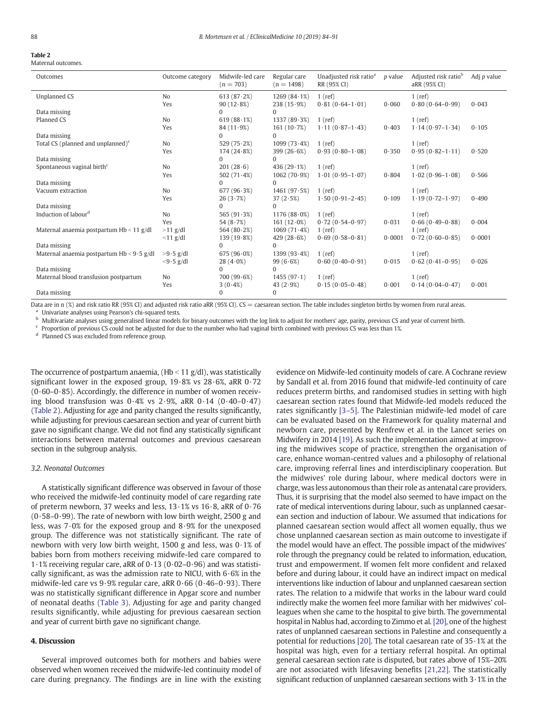**Table 2**
Maternal outcomes.

| Outcomes | Outcome category | Midwife-led care (n = 703) | Regular care (n = 1498) | Unadjusted risk ratio[a] RR (95% CI) | p value | Adjusted risk ratio[b] aRR (95% CI) | Adj p value |
|---|---|---|---|---|---|---|---|
| Unplanned CS | No | 613 (87·2%) | 1269 (84·1%) | 1 (ref) | | 1 (ref) | |
| | Yes | 90 (12·8%) | 238 (15·9%) | 0·81 (0·64–1·01) | 0·060 | 0·80 (0·64–0·99) | 0·043 |
| Data missing | | 0 | 0 | | | | |
| Planned CS | No | 619 (88·1%) | 1337 (89·3%) | 1 (ref) | | 1 (ref) | |
| | Yes | 84 (11·9%) | 161 (10·7%) | 1·11 (0·87–1·43) | 0·403 | 1·14 (0·97–1·34) | 0·105 |
| Data missing | | 0 | 0 | | | | |
| Total CS (planned and unplanned)[c] | No | 529 (75·2%) | 1099 (73·4%) | 1 (ref) | | 1 (ref) | |
| | Yes | 174 (24·8%) | 399 (26·6%) | 0·93 (0·80–1·08) | 0·350 | 0·95 (0·82–1·11) | 0·520 |
| Data missing | | 0 | 0 | | | | |
| Spontaneous vaginal birth[c] | No | 201 (28·6) | 436 (29·1%) | 1 (ref) | | 1 (ref) | |
| | Yes | 502 (71·4%) | 1062 (70·9%) | 1·01 (0·95–1·07) | 0·804 | 1·02 (0·96–1·08) | 0·566 |
| Data missing | | 0 | 0 | | | | |
| Vacuum extraction | No | 677 (96·3%) | 1461 (97·5%) | 1 (ref) | | 1 (ref) | |
| | Yes | 26 (3·7%) | 37 (2·5%) | 1·50 (0·91–2·45) | 0·109 | 1·19 (0·72–1·97) | 0·490 |
| Data missing | | 0 | 0 | | | | |
| Induction of labour[d] | No | 565 (91·3%) | 1176 (88·0%) | 1 (ref) | | 1 (ref) | |
| | Yes | 54 (8·7%) | 161 (12·0%) | 0·72 (0·54–0·97) | 0·031 | 0·66 (0·49–0·88) | 0·004 |
| Maternal anaemia postpartum Hb < 11 g/dl | >11 g/dl | 564 (80·2%) | 1069 (71·4%) | 1 (ref) | | 1 (ref) | |
| | <11 g/dl | 139 (19·8%) | 429 (28·6%) | 0·69 (0·58–0·81) | 0·0001 | 0·72 (0·60–0·85) | 0·0001 |
| Data missing | | 0 | 0 | | | | |
| Maternal anaemia postpartum Hb < 9·5 g/dl | >9·5 g/dl | 675 (96·0%) | 1399 (93·4%) | 1 (ref) | | 1 (ref) | |
| | <9·5 g/dl | 28 (4·0%) | 99 (6·6%) | 0·60 (0·40–0·91) | 0·015 | 0·62 (0·41–0·95) | 0·026 |
| Data missing | | 0 | 0 | | | | |
| Maternal blood transfusion postpartum | No | 700 (99·6%) | 1455 (97·1) | 1 (ref) | | 1 (ref) | |
| | Yes | 3 (0·4%) | 43 (2·9%) | 0·15 (0·05–0·48) | 0·001 | 0·14 (0·04–0·47) | 0·001 |
| Data missing | | 0 | 0 | | | | |

Data are in n (%) and risk ratio RR (95% CI) and adjusted risk ratio aRR (95% CI). CS = caesarean section. The table includes singleton births by women from rural areas.
[a] Univariate analyses using Pearson's chi-squared tests.
[b] Multivariate analyses using generalised linear models for binary outcomes with the log link to adjust for mothers' age, parity, previous CS and year of current birth.
[c] Proportion of previous CS could not be adjusted for due to the number who had vaginal birth combined with previous CS was less than 1%.
[d] Planned CS was excluded from reference group.

The occurrence of postpartum anaemia, (Hb < 11 g/dl), was statistically significant lower in the exposed group, 19·8% vs 28·6%, aRR 0·72 (0·60–0·85). Accordingly, the difference in number of women receiving blood transfusion was 0·4% vs 2·9%, aRR 0·14 (0·40–0·47) (Table 2). Adjusting for age and parity changed the results significantly, while adjusting for previous caesarean section and year of current birth gave no significant change. We did not find any statistically significant interactions between maternal outcomes and previous caesarean section in the subgroup analysis.

### 3.2. Neonatal Outcomes

A statistically significant difference was observed in favour of those who received the midwife-led continuity model of care regarding rate of preterm newborn, 37 weeks and less, 13·1% vs 16·8, aRR of 0·76 (0·58–0·99). The rate of newborn with low birth weight, 2500 g and less, was 7·0% for the exposed group and 8·9% for the unexposed group. The difference was not statistically significant. The rate of newborn with very low birth weight, 1500 g and less, was 0·1% of babies born from mothers receiving midwife-led care compared to 1·1% receiving regular care, aRR of 0·13 (0·02–0·96) and was statistically significant, as was the admission rate to NICU, with 6·6% in the midwife-led care vs 9·9% regular care, aRR 0·66 (0·46–0·93). There was no statistically significant difference in Apgar score and number of neonatal deaths (Table 3). Adjusting for age and parity changed results significantly, while adjusting for previous caesarean section and year of current birth gave no significant change.

## 4. Discussion

Several improved outcomes both for mothers and babies were observed when women received the midwife-led continuity model of care during pregnancy. The findings are in line with the existing evidence on Midwife-led continuity models of care. A Cochrane review by Sandall et al. from 2016 found that midwife-led continuity of care reduces preterm births, and randomised studies in setting with high caesarean section rates found that Midwife-led models reduced the rates significantly [3–5]. The Palestinian midwife-led model of care can be evaluated based on the Framework for quality maternal and newborn care, presented by Renfrew et al. in the Lancet series on Midwifery in 2014 [19]. As such the implementation aimed at improving the midwives scope of practice, strengthen the organisation of care, enhance woman-centred values and a philosophy of relational care, improving referral lines and interdisciplinary cooperation. But the midwives' role during labour, where medical doctors were in charge, was less autonomous than their role as antenatal care providers. Thus, it is surprising that the model also seemed to have impact on the rate of medical interventions during labour, such as unplanned caesarean section and induction of labour. We assumed that indications for planned caesarean section would affect all women equally, thus we chose unplanned caesarean section as main outcome to investigate if the model would have an effect. The possible impact of the midwives' role through the pregnancy could be related to information, education, trust and empowerment. If women felt more confident and relaxed before and during labour, it could have an indirect impact on medical interventions like induction of labour and unplanned caesarean section rates. The relation to a midwife that works in the labour ward could indirectly make the women feel more familiar with her midwives' colleagues when she came to the hospital to give birth. The governmental hospital in Nablus had, according to Zimmo et al. [20], one of the highest rates of unplanned caesarean sections in Palestine and consequently a potential for reductions [20]. The total caesarean rate of 35·1% at the hospital was high, even for a tertiary referral hospital. An optimal general caesarean section rate is disputed, but rates above of 15%–20% are not associated with lifesaving benefits [21,22]. The statistically significant reduction of unplanned caesarean sections with 3·1% in the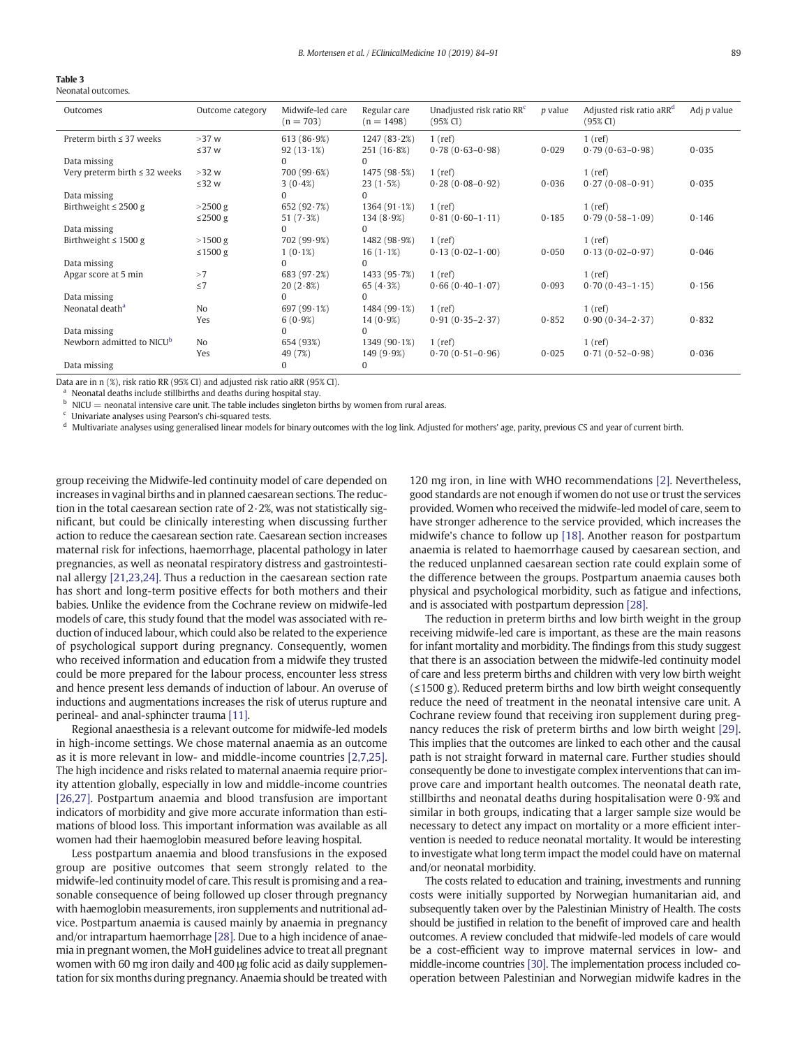**Table 3**
Neonatal outcomes.

| Outcomes | Outcome category | Midwife-led care (n = 703) | Regular care (n = 1498) | Unadjusted risk ratio RR[c] (95% CI) | p value | Adjusted risk ratio aRR[d] (95% CI) | Adj p value |
|---|---|---|---|---|---|---|---|
| Preterm birth ≤ 37 weeks | >37 w | 613 (86·9%) | 1247 (83·2%) | 1 (ref) | | 1 (ref) | |
| | ≤37 w | 92 (13·1%) | 251 (16·8%) | 0·78 (0·63–0·98) | 0·029 | 0·79 (0·63–0·98) | 0·035 |
| Data missing | | 0 | 0 | | | | |
| Very preterm birth ≤ 32 weeks | >32 w | 700 (99·6%) | 1475 (98·5%) | 1 (ref) | | 1 (ref) | |
| | ≤32 w | 3 (0·4%) | 23 (1·5%) | 0·28 (0·08–0·92) | 0·036 | 0·27 (0·08–0·91) | 0·035 |
| Data missing | | 0 | 0 | | | | |
| Birthweight ≤ 2500 g | >2500 g | 652 (92·7%) | 1364 (91·1%) | 1 (ref) | | 1 (ref) | |
| | ≤2500 g | 51 (7·3%) | 134 (8·9%) | 0·81 (0·60–1·11) | 0·185 | 0·79 (0·58–1·09) | 0·146 |
| Data missing | | 0 | 0 | | | | |
| Birthweight ≤ 1500 g | >1500 g | 702 (99·9%) | 1482 (98·9%) | 1 (ref) | | 1 (ref) | |
| | ≤1500 g | 1 (0·1%) | 16 (1·1%) | 0·13 (0·02–1·00) | 0·050 | 0·13 (0·02–0·97) | 0·046 |
| Data missing | | 0 | 0 | | | | |
| Apgar score at 5 min | >7 | 683 (97·2%) | 1433 (95·7%) | 1 (ref) | | 1 (ref) | |
| | ≤7 | 20 (2·8%) | 65 (4·3%) | 0·66 (0·40–1·07) | 0·093 | 0·70 (0·43–1·15) | 0·156 |
| Data missing | | 0 | 0 | | | | |
| Neonatal death[a] | No | 697 (99·1%) | 1484 (99·1%) | 1 (ref) | | 1 (ref) | |
| | Yes | 6 (0·9%) | 14 (0·9%) | 0·91 (0·35–2·37) | 0·852 | 0·90 (0·34–2·37) | 0·832 |
| Data missing | | 0 | 0 | | | | |
| Newborn admitted to NICU[b] | No | 654 (93%) | 1349 (90·1%) | 1 (ref) | | 1 (ref) | |
| | Yes | 49 (7%) | 149 (9·9%) | 0·70 (0·51–0·96) | 0·025 | 0·71 (0·52–0·98) | 0·036 |
| Data missing | | 0 | 0 | | | | |

Data are in n (%), risk ratio RR (95% CI) and adjusted risk ratio aRR (95% CI).

[a] Neonatal deaths include stillbirths and deaths during hospital stay.

[b] NICU = neonatal intensive care unit. The table includes singleton births by women from rural areas.

[c] Univariate analyses using Pearson's chi-squared tests.

[d] Multivariate analyses using generalised linear models for binary outcomes with the log link. Adjusted for mothers' age, parity, previous CS and year of current birth.

group receiving the Midwife-led continuity model of care depended on increases in vaginal births and in planned caesarean sections. The reduction in the total caesarean section rate of 2·2%, was not statistically significant, but could be clinically interesting when discussing further action to reduce the caesarean section rate. Caesarean section increases maternal risk for infections, haemorrhage, placental pathology in later pregnancies, as well as neonatal respiratory distress and gastrointestinal allergy [21,23,24]. Thus a reduction in the caesarean section rate has short and long-term positive effects for both mothers and their babies. Unlike the evidence from the Cochrane review on midwife-led models of care, this study found that the model was associated with reduction of induced labour, which could also be related to the experience of psychological support during pregnancy. Consequently, women who received information and education from a midwife they trusted could be more prepared for the labour process, encounter less stress and hence present less demands of induction of labour. An overuse of inductions and augmentations increases the risk of uterus rupture and perineal- and anal-sphincter trauma [11].

Regional anaesthesia is a relevant outcome for midwife-led models in high-income settings. We chose maternal anaemia as an outcome as it is more relevant in low- and middle-income countries [2,7,25]. The high incidence and risks related to maternal anaemia require priority attention globally, especially in low and middle-income countries [26,27]. Postpartum anaemia and blood transfusion are important indicators of morbidity and give more accurate information than estimations of blood loss. This important information was available as all women had their haemoglobin measured before leaving hospital.

Less postpartum anaemia and blood transfusions in the exposed group are positive outcomes that seem strongly related to the midwife-led continuity model of care. This result is promising and a reasonable consequence of being followed up closer through pregnancy with haemoglobin measurements, iron supplements and nutritional advice. Postpartum anaemia is caused mainly by anaemia in pregnancy and/or intrapartum haemorrhage [28]. Due to a high incidence of anaemia in pregnant women, the MoH guidelines advice to treat all pregnant women with 60 mg iron daily and 400 μg folic acid as daily supplementation for six months during pregnancy. Anaemia should be treated with 120 mg iron, in line with WHO recommendations [2]. Nevertheless, good standards are not enough if women do not use or trust the services provided. Women who received the midwife-led model of care, seem to have stronger adherence to the service provided, which increases the midwife's chance to follow up [18]. Another reason for postpartum anaemia is related to haemorrhage caused by caesarean section, and the reduced unplanned caesarean section rate could explain some of the difference between the groups. Postpartum anaemia causes both physical and psychological morbidity, such as fatigue and infections, and is associated with postpartum depression [28].

The reduction in preterm births and low birth weight in the group receiving midwife-led care is important, as these are the main reasons for infant mortality and morbidity. The findings from this study suggest that there is an association between the midwife-led continuity model of care and less preterm births and children with very low birth weight (≤1500 g). Reduced preterm births and low birth weight consequently reduce the need of treatment in the neonatal intensive care unit. A Cochrane review found that receiving iron supplement during pregnancy reduces the risk of preterm births and low birth weight [29]. This implies that the outcomes are linked to each other and the causal path is not straight forward in maternal care. Further studies should consequently be done to investigate complex interventions that can improve care and important health outcomes. The neonatal death rate, stillbirths and neonatal deaths during hospitalisation were 0·9% and similar in both groups, indicating that a larger sample size would be necessary to detect any impact on mortality or a more efficient intervention is needed to reduce neonatal mortality. It would be interesting to investigate what long term impact the model could have on maternal and/or neonatal morbidity.

The costs related to education and training, investments and running costs were initially supported by Norwegian humanitarian aid, and subsequently taken over by the Palestinian Ministry of Health. The costs should be justified in relation to the benefit of improved care and health outcomes. A review concluded that midwife-led models of care would be a cost-efficient way to improve maternal services in low- and middle-income countries [30]. The implementation process included cooperation between Palestinian and Norwegian midwife kadres in the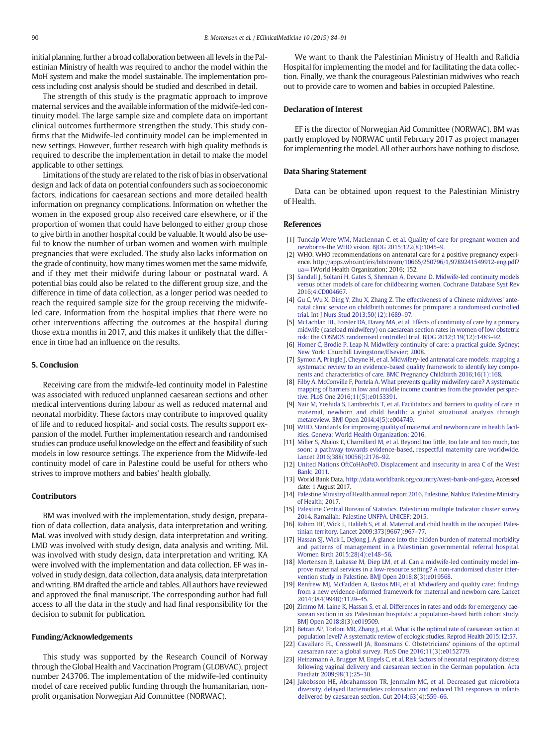initial planning, further a broad collaboration between all levels in the Palestinian Ministry of health was required to anchor the model within the MoH system and make the model sustainable. The implementation process including cost analysis should be studied and described in detail.

The strength of this study is the pragmatic approach to improve maternal services and the available information of the midwife-led continuity model. The large sample size and complete data on important clinical outcomes furthermore strengthen the study. This study confirms that the Midwife-led continuity model can be implemented in new settings. However, further research with high quality methods is required to describe the implementation in detail to make the model applicable to other settings.

Limitations of the study are related to the risk of bias in observational design and lack of data on potential confounders such as socioeconomic factors, indications for caesarean sections and more detailed health information on pregnancy complications. Information on whether the women in the exposed group also received care elsewhere, or if the proportion of women that could have belonged to either group chose to give birth in another hospital could be valuable. It would also be useful to know the number of urban women and women with multiple pregnancies that were excluded. The study also lacks information on the grade of continuity, how many times women met the same midwife, and if they met their midwife during labour or postnatal ward. A potential bias could also be related to the different group size, and the difference in time of data collection, as a longer period was needed to reach the required sample size for the group receiving the midwife-led care. Information from the hospital implies that there were no other interventions affecting the outcomes at the hospital during those extra months in 2017, and this makes it unlikely that the difference in time had an influence on the results.

## 5. Conclusion

Receiving care from the midwife-led continuity model in Palestine was associated with reduced unplanned caesarean sections and other medical interventions during labour as well as reduced maternal and neonatal morbidity. These factors may contribute to improved quality of life and to reduced hospital- and social costs. The results support expansion of the model. Further implementation research and randomised studies can produce useful knowledge on the effect and feasibility of such models in low resource settings. The experience from the Midwife-led continuity model of care in Palestine could be useful for others who strives to improve mothers and babies' health globally.

## Contributors

BM was involved with the implementation, study design, preparation of data collection, data analysis, data interpretation and writing. MaL was involved with study design, data interpretation and writing. LMD was involved with study design, data analysis and writing. MiL was involved with study design, data interpretation and writing. KA were involved with the implementation and data collection. EF was involved in study design, data collection, data analysis, data interpretation and writing. BM drafted the article and tables. All authors have reviewed and approved the final manuscript. The corresponding author had full access to all the data in the study and had final responsibility for the decision to submit for publication.

## Funding/Acknowledgements

This study was supported by the Research Council of Norway through the Global Health and Vaccination Program (GLOBVAC), project number 243706. The implementation of the midwife-led continuity model of care received public funding through the humanitarian, non-profit organisation Norwegian Aid Committee (NORWAC).

We want to thank the Palestinian Ministry of Health and Rafidia Hospital for implementing the model and for facilitating the data collection. Finally, we thank the courageous Palestinian midwives who reach out to provide care to women and babies in occupied Palestine.

## Declaration of Interest

EF is the director of Norwegian Aid Committee (NORWAC). BM was partly employed by NORWAC until February 2017 as project manager for implementing the model. All other authors have nothing to disclose.

## Data Sharing Statement

Data can be obtained upon request to the Palestinian Ministry of Health.

## References

[1] Tuncalp Were WM, MacLennan C, et al. Quality of care for pregnant women and newborns-the WHO vision. BJOG 2015;122(8):1045–9.

[2] WHO. WHO recommendations on antenatal care for a positive pregnancy experience. http://apps.who.int/iris/bitstream/10665/250796/1/9789241549912-eng.pdf?ua=1World Health Organization; 2016; 152.

[3] Sandall J, Soltani H, Gates S, Shennan A, Devane D. Midwife-led continuity models versus other models of care for childbearing women. Cochrane Database Syst Rev 2016;4:CD004667.

[4] Gu C, Wu X, Ding Y, Zhu X, Zhang Z. The effectiveness of a Chinese midwives' antenatal clinic service on childbirth outcomes for primipare: a randomised controlled trial. Int J Nurs Stud 2013;50(12):1689–97.

[5] McLachlan HL, Forster DA, Davey MA, et al. Effects of continuity of care by a primary midwife (caseload midwifery) on caesarean section rates in women of low obstetric risk: the COSMOS randomised controlled trial. BJOG 2012;119(12):1483–92.

[6] Homer C, Brodie P, Leap N. Midwifery continuity of care: a practical guide. Sydney; New York: Churchill Livingstone/Elsevier; 2008.

[7] Symon A, Pringle J, Cheyne H, et al. Midwifery-led antenatal care models: mapping a systematic review to an evidence-based quality framework to identify key components and characteristics of care. BMC Pregnancy Childbirth 2016;16(1):168.

[8] Filby A, McConville F, Portela A. What prevents quality midwifery care? A systematic mapping of barriers in low and middle income countries from the provider perspective. PLoS One 2016;11(5):e0153391.

[9] Nair M, Yoshida S, Lambrechts T, et al. Facilitators and barriers to quality of care in maternal, newborn and child health: a global situational analysis through metareview. BMJ Open 2014;4(5):e004749.

[10] WHO. Standards for improving quality of maternal and newborn care in health facilities. Geneva: World Health Organization; 2016.

[11] Miller S, Abalos E, Chamillard M, et al. Beyond too little, too late and too much, too soon: a pathway towards evidence-based, respectful maternity care worldwide. Lancet 2016;388(10056):2176–92.

[12] United Nations OftCoHAoPtO. Displacement and insecurity in area C of the West Bank; 2011.

[13] World Bank Data. http://data.worldbank.org/country/west-bank-and-gaza, Accessed date: 1 August 2017.

[14] Palestine Ministry of Health annual report 2016. Palestine, Nablus: Palestine Ministry of Health; 2017.

[15] Palestine Central Bureau of Statistics. Palestinian multiple Indicator cluster survey 2014. Ramallah: Palestine UNFPA, UNICEF; 2015.

[16] Rahim HF, Wick L, Halileh S, et al. Maternal and child health in the occupied Palestinian territory. Lancet 2009;373(9667):967–77.

[17] Hassan SJ, Wick L, DeJong J. A glance into the hidden burden of maternal morbidity and patterns of management in a Palestinian governmental referral hospital. Women Birth 2015;28(4):e148–56.

[18] Mortensen B, Lukasse M, Diep LM, et al. Can a midwife-led continuity model improve maternal services in a low-resource setting? A non-randomised cluster intervention study in Palestine. BMJ Open 2018;8(3):e019568.

[19] Renfrew MJ, McFadden A, Bastos MH, et al. Midwifery and quality care: findings from a new evidence-informed framework for maternal and newborn care. Lancet 2014;384(9948):1129–45.

[20] Zimmo M, Laine K, Hassan S, et al. Differences in rates and odds for emergency caesarean section in six Palestinian hospitals: a population-based birth cohort study. BMJ Open 2018;8(3):e019509.

[21] Betran AP, Torloni MR, Zhang J, et al. What is the optimal rate of caesarean section at population level? A systematic review of ecologic studies. Reprod Health 2015;12:57.

[22] Cavallaro FL, Cresswell JA, Ronsmans C. Obstetricians' opinions of the optimal caesarean rate: a global survey. PLoS One 2016;11(3):e0152779.

[23] Heinzmann A, Brugger M, Engels C, et al. Risk factors of neonatal respiratory distress following vaginal delivery and caesarean section in the German population. Acta Paediatr 2009;98(1):25–30.

[24] Jakobsson HE, Abrahamsson TR, Jenmalm MC, et al. Decreased gut microbiota diversity, delayed Bacteroidetes colonisation and reduced Th1 responses in infants delivered by caesarean section. Gut 2014;63(4):559–66.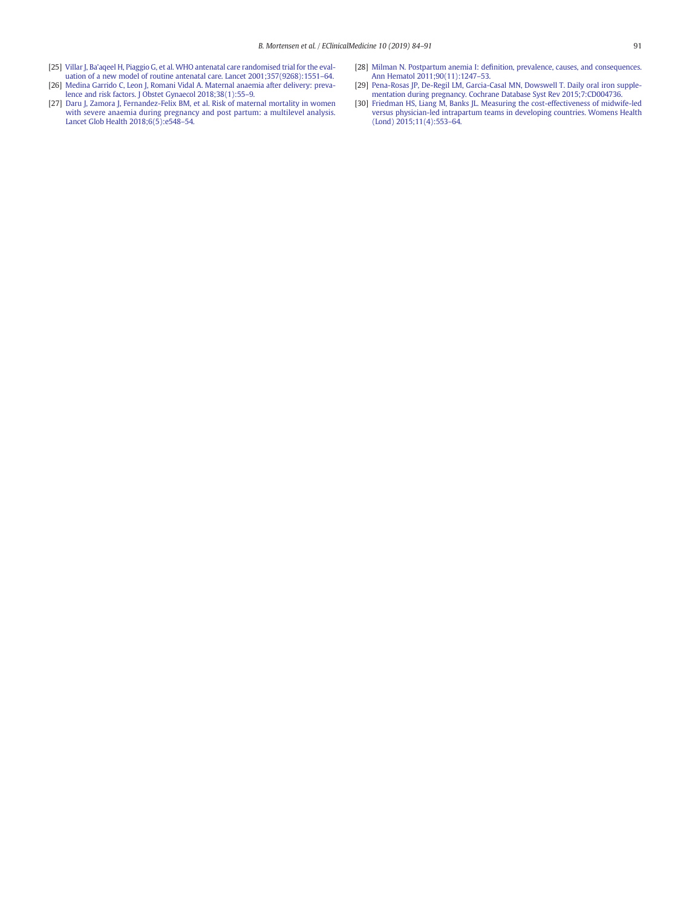[25] Villar J, Ba'aqeel H, Piaggio G, et al. WHO antenatal care randomised trial for the evaluation of a new model of routine antenatal care. Lancet 2001;357(9268):1551–64.

[26] Medina Garrido C, Leon J, Romani Vidal A. Maternal anaemia after delivery: prevalence and risk factors. J Obstet Gynaecol 2018;38(1):55–9.

[27] Daru J, Zamora J, Fernandez-Felix BM, et al. Risk of maternal mortality in women with severe anaemia during pregnancy and post partum: a multilevel analysis. Lancet Glob Health 2018;6(5):e548–54.

[28] Milman N. Postpartum anemia I: definition, prevalence, causes, and consequences. Ann Hematol 2011;90(11):1247–53.

[29] Pena-Rosas JP, De-Regil LM, Garcia-Casal MN, Dowswell T. Daily oral iron supplementation during pregnancy. Cochrane Database Syst Rev 2015;7:CD004736.

[30] Friedman HS, Liang M, Banks JL. Measuring the cost-effectiveness of midwife-led versus physician-led intrapartum teams in developing countries. Womens Health (Lond) 2015;11(4):553–64.